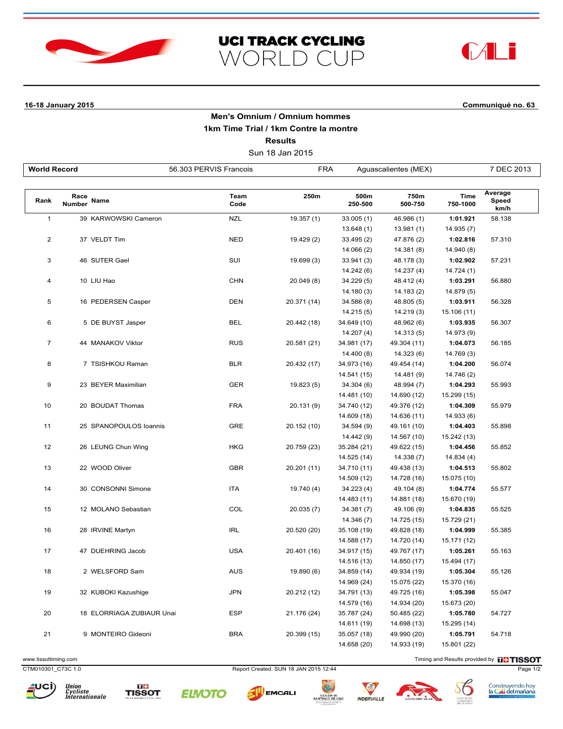# UCI TRACK CYCLING WORLD CUP

**16-18 January 2015** **Communiqué no. 63**

## Men's Omnium / Omnium hommes
## 1km Time Trial / 1km Contre la montre
## Results

Sun 18 Jan 2015

| World Record | 56.303 PERVIS Francois | FRA | Aguascalientes (MEX) | 7 DEC 2013 |
|---|---|---|---|---|

| Rank | Race Number | Name | Team Code | 250m | 500m 250-500 | 750m 500-750 | Time 750-1000 | Average Speed km/h |
|---|---|---|---|---|---|---|---|---|
| 1 | 39 | KARWOWSKI Cameron | NZL | 19.357 (1) | 33.005 (1) | 46.986 (1) | **1:01.921** | 58.138 |
| | | | | | 13.648 (1) | 13.981 (1) | 14.935 (7) | |
| 2 | 37 | VELDT Tim | NED | 19.429 (2) | 33.495 (2) | 47.876 (2) | **1:02.816** | 57.310 |
| | | | | | 14.066 (2) | 14.381 (8) | 14.940 (8) | |
| 3 | 46 | SUTER Gael | SUI | 19.699 (3) | 33.941 (3) | 48.178 (3) | **1:02.902** | 57.231 |
| | | | | | 14.242 (6) | 14.237 (4) | 14.724 (1) | |
| 4 | 10 | LIU Hao | CHN | 20.049 (8) | 34.229 (5) | 48.412 (4) | **1:03.291** | 56.880 |
| | | | | | 14.180 (3) | 14.183 (2) | 14.879 (5) | |
| 5 | 16 | PEDERSEN Casper | DEN | 20.371 (14) | 34.586 (8) | 48.805 (5) | **1:03.911** | 56.328 |
| | | | | | 14.215 (5) | 14.219 (3) | 15.106 (11) | |
| 6 | 5 | DE BUYST Jasper | BEL | 20.442 (18) | 34.649 (10) | 48.962 (6) | **1:03.935** | 56.307 |
| | | | | | 14.207 (4) | 14.313 (5) | 14.973 (9) | |
| 7 | 44 | MANAKOV Viktor | RUS | 20.581 (21) | 34.981 (17) | 49.304 (11) | **1:04.073** | 56.185 |
| | | | | | 14.400 (8) | 14.323 (6) | 14.769 (3) | |
| 8 | 7 | TSISHKOU Raman | BLR | 20.432 (17) | 34.973 (16) | 49.454 (14) | **1:04.200** | 56.074 |
| | | | | | 14.541 (15) | 14.481 (9) | 14.746 (2) | |
| 9 | 23 | BEYER Maximilian | GER | 19.823 (5) | 34.304 (6) | 48.994 (7) | **1:04.293** | 55.993 |
| | | | | | 14.481 (10) | 14.690 (12) | 15.299 (15) | |
| 10 | 20 | BOUDAT Thomas | FRA | 20.131 (9) | 34.740 (12) | 49.376 (12) | **1:04.309** | 55.979 |
| | | | | | 14.609 (18) | 14.636 (11) | 14.933 (6) | |
| 11 | 25 | SPANOPOULOS Ioannis | GRE | 20.152 (10) | 34.594 (9) | 49.161 (10) | **1:04.403** | 55.898 |
| | | | | | 14.442 (9) | 14.567 (10) | 15.242 (13) | |
| 12 | 26 | LEUNG Chun Wing | HKG | 20.759 (23) | 35.284 (21) | 49.622 (15) | **1:04.456** | 55.852 |
| | | | | | 14.525 (14) | 14.338 (7) | 14.834 (4) | |
| 13 | 22 | WOOD Oliver | GBR | 20.201 (11) | 34.710 (11) | 49.438 (13) | **1:04.513** | 55.802 |
| | | | | | 14.509 (12) | 14.728 (16) | 15.075 (10) | |
| 14 | 30 | CONSONNI Simone | ITA | 19.740 (4) | 34.223 (4) | 49.104 (8) | **1:04.774** | 55.577 |
| | | | | | 14.483 (11) | 14.881 (18) | 15.670 (19) | |
| 15 | 12 | MOLANO Sebastian | COL | 20.035 (7) | 34.381 (7) | 49.106 (9) | **1:04.835** | 55.525 |
| | | | | | 14.346 (7) | 14.725 (15) | 15.729 (21) | |
| 16 | 28 | IRVINE Martyn | IRL | 20.520 (20) | 35.108 (19) | 49.828 (18) | **1:04.999** | 55.385 |
| | | | | | 14.588 (17) | 14.720 (14) | 15.171 (12) | |
| 17 | 47 | DUEHRING Jacob | USA | 20.401 (16) | 34.917 (15) | 49.767 (17) | **1:05.261** | 55.163 |
| | | | | | 14.516 (13) | 14.850 (17) | 15.494 (17) | |
| 18 | 2 | WELSFORD Sam | AUS | 19.890 (6) | 34.859 (14) | 49.934 (19) | **1:05.304** | 55.126 |
| | | | | | 14.969 (24) | 15.075 (22) | 15.370 (16) | |
| 19 | 32 | KUBOKI Kazushige | JPN | 20.212 (12) | 34.791 (13) | 49.725 (16) | **1:05.398** | 55.047 |
| | | | | | 14.579 (16) | 14.934 (20) | 15.673 (20) | |
| 20 | 18 | ELORRIAGA ZUBIAUR Unai | ESP | 21.176 (24) | 35.787 (24) | 50.485 (22) | **1:05.780** | 54.727 |
| | | | | | 14.611 (19) | 14.698 (13) | 15.295 (14) | |
| 21 | 9 | MONTEIRO Gideoni | BRA | 20.399 (15) | 35.057 (18) | 49.990 (20) | **1:05.791** | 54.718 |
| | | | | | 14.658 (20) | 14.933 (19) | 15.801 (22) | |

www.tissottiming.com — Timing and Results provided by TISSOT

CTM010301_C73C 1.0 — Report Created SUN 18 JAN 2015 12:44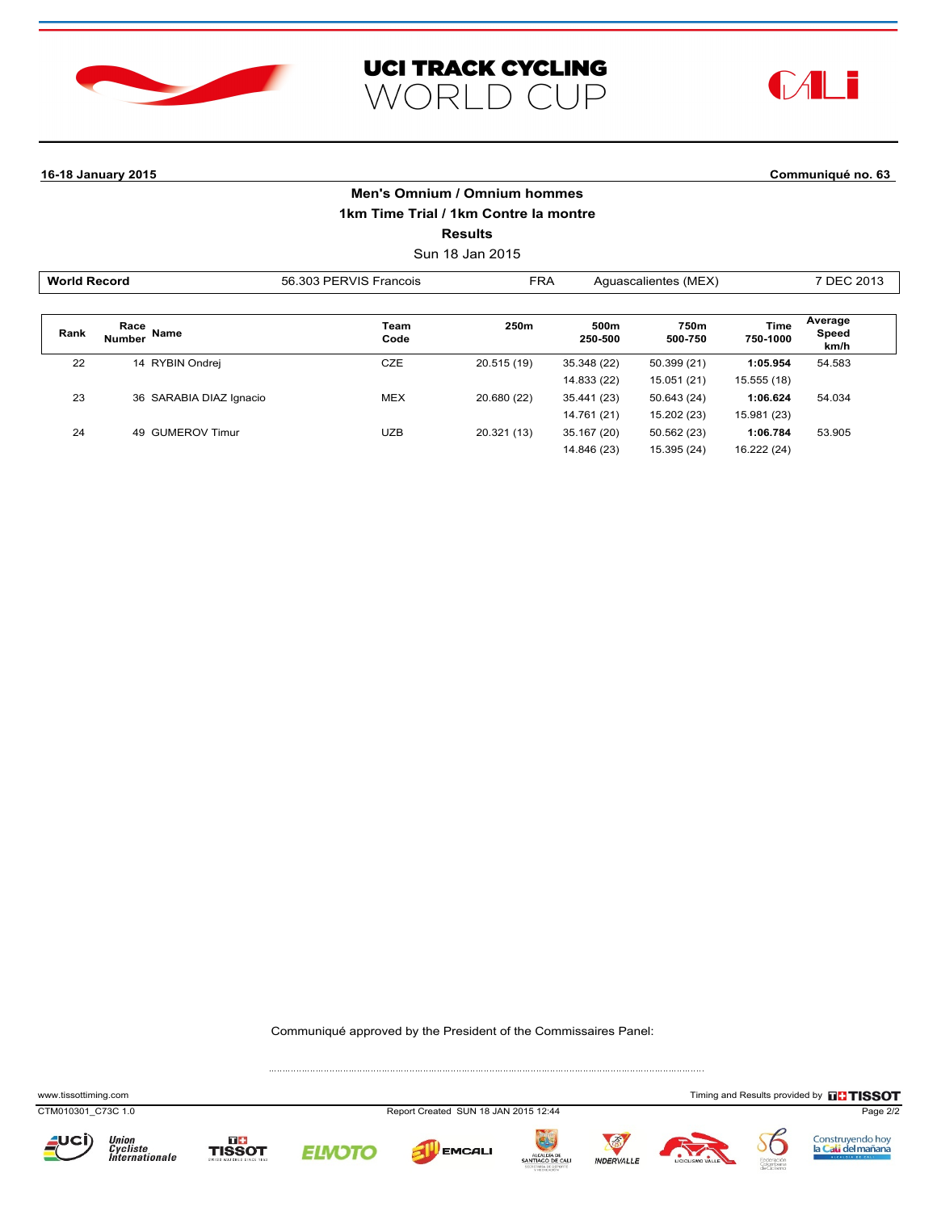# UCI TRACK CYCLING WORLD CUP

**16-18 January 2015** **Communiqué no. 63**

## Men's Omnium / Omnium hommes

## 1km Time Trial / 1km Contre la montre

## Results

Sun 18 Jan 2015

| World Record | | | | |
|---|---|---|---|---|
| World Record | 56.303 PERVIS Francois | FRA | Aguascalientes (MEX) | 7 DEC 2013 |

| Rank | Race Number | Name | Team Code | 250m | 500m 250-500 | 750m 500-750 | Time 750-1000 | Average Speed km/h |
|---|---|---|---|---|---|---|---|---|
| 22 | 14 | RYBIN Ondrej | CZE | 20.515 (19) | 35.348 (22) | 50.399 (21) | **1:05.954** | 54.583 |
| | | | | | 14.833 (22) | 15.051 (21) | 15.555 (18) | |
| 23 | 36 | SARABIA DIAZ Ignacio | MEX | 20.680 (22) | 35.441 (23) | 50.643 (24) | **1:06.624** | 54.034 |
| | | | | | 14.761 (21) | 15.202 (23) | 15.981 (23) | |
| 24 | 49 | GUMEROV Timur | UZB | 20.321 (13) | 35.167 (20) | 50.562 (23) | **1:06.784** | 53.905 |
| | | | | | 14.846 (23) | 15.395 (24) | 16.222 (24) | |

Communiqué approved by the President of the Commissaires Panel:

www.tissottiming.com

Timing and Results provided by TISSOT

CTM010301_C73C 1.0

Report Created SUN 18 JAN 2015 12:44